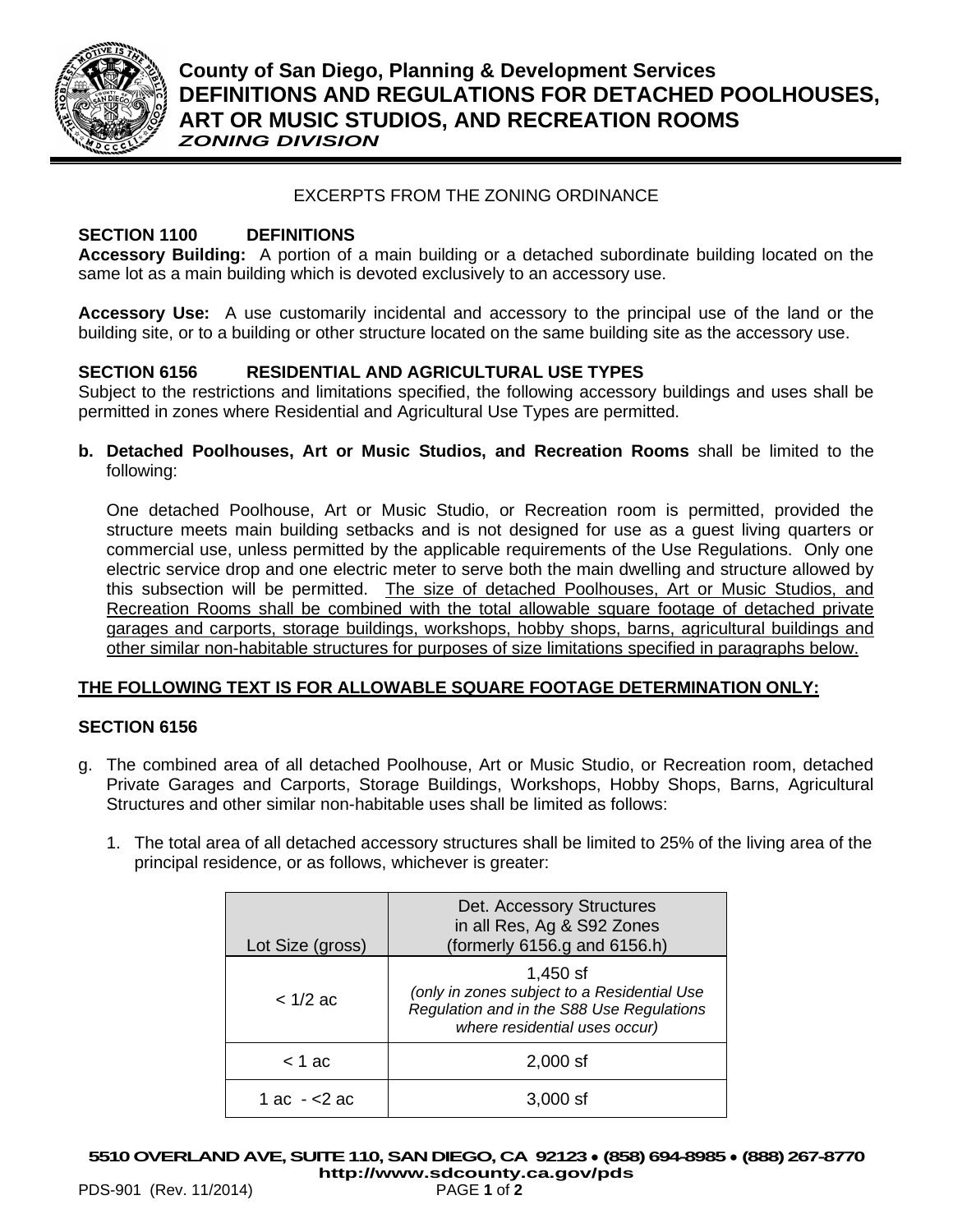# County of San Diego, Planning & Development Services
# DEFINITIONS AND REGULATIONS FOR DETACHED POOLHOUSES, ART OR MUSIC STUDIOS, AND RECREATION ROOMS
***ZONING DIVISION***

EXCERPTS FROM THE ZONING ORDINANCE

**SECTION 1100 DEFINITIONS**

**Accessory Building:** A portion of a main building or a detached subordinate building located on the same lot as a main building which is devoted exclusively to an accessory use.

**Accessory Use:** A use customarily incidental and accessory to the principal use of the land or the building site, or to a building or other structure located on the same building site as the accessory use.

**SECTION 6156 RESIDENTIAL AND AGRICULTURAL USE TYPES**

Subject to the restrictions and limitations specified, the following accessory buildings and uses shall be permitted in zones where Residential and Agricultural Use Types are permitted.

**b. Detached Poolhouses, Art or Music Studios, and Recreation Rooms** shall be limited to the following:

One detached Poolhouse, Art or Music Studio, or Recreation room is permitted, provided the structure meets main building setbacks and is not designed for use as a guest living quarters or commercial use, unless permitted by the applicable requirements of the Use Regulations. Only one electric service drop and one electric meter to serve both the main dwelling and structure allowed by this subsection will be permitted. <u>The size of detached Poolhouses, Art or Music Studios, and Recreation Rooms shall be combined with the total allowable square footage of detached private garages and carports, storage buildings, workshops, hobby shops, barns, agricultural buildings and other similar non-habitable structures for purposes of size limitations specified in paragraphs below.</u>

**<u>THE FOLLOWING TEXT IS FOR ALLOWABLE SQUARE FOOTAGE DETERMINATION ONLY:</u>**

**SECTION 6156**

g. The combined area of all detached Poolhouse, Art or Music Studio, or Recreation room, detached Private Garages and Carports, Storage Buildings, Workshops, Hobby Shops, Barns, Agricultural Structures and other similar non-habitable uses shall be limited as follows:

1. The total area of all detached accessory structures shall be limited to 25% of the living area of the principal residence, or as follows, whichever is greater:

| Lot Size (gross) | Det. Accessory Structures in all Res, Ag & S92 Zones (formerly 6156.g and 6156.h) |
|---|---|
| < 1/2 ac | 1,450 sf *(only in zones subject to a Residential Use Regulation and in the S88 Use Regulations where residential uses occur)* |
| < 1 ac | 2,000 sf |
| 1 ac - <2 ac | 3,000 sf |

**5510 OVERLAND AVE, SUITE 110, SAN DIEGO, CA 92123 • (858) 694-8985 • (888) 267-8770**
**http://www.sdcounty.ca.gov/pds**

PDS-901 (Rev. 11/2014)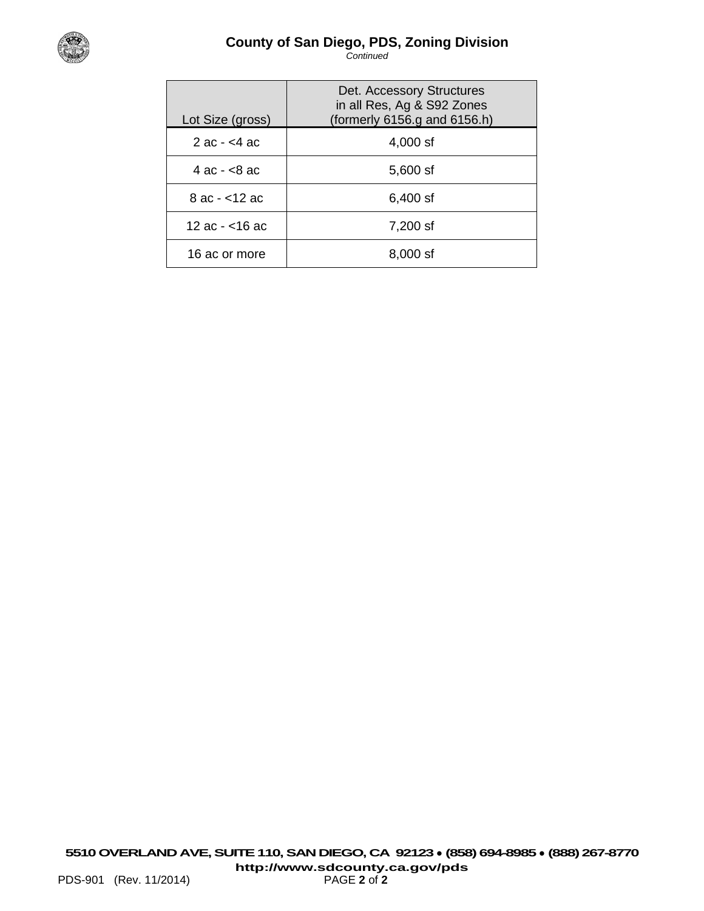| Lot Size (gross) | Det. Accessory Structures in all Res, Ag & S92 Zones (formerly 6156.g and 6156.h) |
|---|---|
| 2 ac - <4 ac | 4,000 sf |
| 4 ac - <8 ac | 5,600 sf |
| 8 ac - <12 ac | 6,400 sf |
| 12 ac - <16 ac | 7,200 sf |
| 16 ac or more | 8,000 sf |